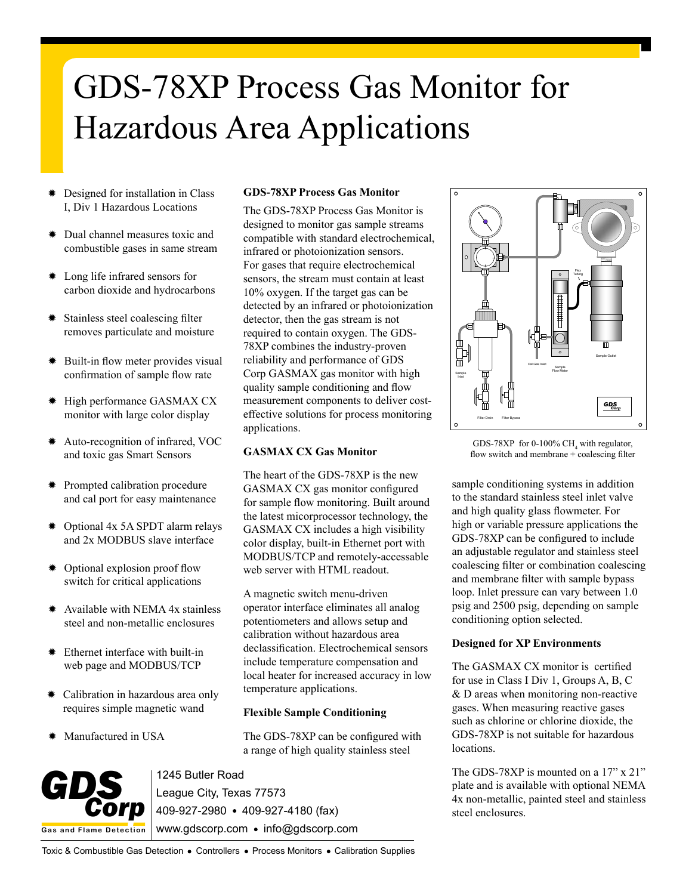# GDS-78XP Process Gas Monitor for Hazardous Area Applications

- Designed for installation in Class I, Div 1 Hazardous Locations
- Dual channel measures toxic and combustible gases in same stream
- Long life infrared sensors for carbon dioxide and hydrocarbons
- Stainless steel coalescing filter removes particulate and moisture
- Built-in flow meter provides visual confirmation of sample flow rate
- High performance GASMAX CX monitor with large color display
- Auto-recognition of infrared, VOC and toxic gas Smart Sensors
- Prompted calibration procedure and cal port for easy maintenance
- Optional 4x 5A SPDT alarm relays and 2x MODBUS slave interface
- Optional explosion proof flow switch for critical applications
- Available with NEMA 4x stainless steel and non-metallic enclosures
- Ethernet interface with built-in web page and MODBUS/TCP
- Calibration in hazardous area only requires simple magnetic wand
- Manufactured in USA

### GDS-78XP Process Gas Monitor

The GDS-78XP Process Gas Monitor is designed to monitor gas sample streams compatible with standard electrochemical, infrared or photoionization sensors. For gases that require electrochemical sensors, the stream must contain at least 10% oxygen. If the target gas can be detected by an infrared or photoionization detector, then the gas stream is not required to contain oxygen. The GDS-78XP combines the industry-proven reliability and performance of GDS Corp GASMAX gas monitor with high quality sample conditioning and flow measurement components to deliver cost-effective solutions for process monitoring applications.

### GASMAX CX Gas Monitor

The heart of the GDS-78XP is the new GASMAX CX gas monitor configured for sample flow monitoring. Built around the latest micorprocessor technology, the GASMAX CX includes a high visibility color display, built-in Ethernet port with MODBUS/TCP and remotely-accessable web server with HTML readout.

A magnetic switch menu-driven operator interface eliminates all analog potentiometers and allows setup and calibration without hazardous area declassification. Electrochemical sensors include temperature compensation and local heater for increased accuracy in low temperature applications.

### Flexible Sample Conditioning

The GDS-78XP can be configured with a range of high quality stainless steel sample conditioning systems in addition to the standard stainless steel inlet valve and high quality glass flowmeter. For high or variable pressure applications the GDS-78XP can be configured to include an adjustable regulator and stainless steel coalescing filter or combination coalescing and membrane filter with sample bypass loop. Inlet pressure can vary between 1.0 psig and 2500 psig, depending on sample conditioning option selected.

GDS-78XP for 0-100% $CH_4$ with regulator, flow switch and membrane + coalescing filter

### Designed for XP Environments

The GASMAX CX monitor is certified for use in Class I Div 1, Groups A, B, C & D areas when monitoring non-reactive gases. When measuring reactive gases such as chlorine or chlorine dioxide, the GDS-78XP is not suitable for hazardous locations.

The GDS-78XP is mounted on a 17" x 21" plate and is available with optional NEMA 4x non-metallic, painted steel and stainless steel enclosures.

GDS Corp
Gas and Flame Detection

1245 Butler Road
League City, Texas 77573
409-927-2980 • 409-927-4180 (fax)
www.gdscorp.com • info@gdscorp.com

Toxic & Combustible Gas Detection • Controllers • Process Monitors • Calibration Supplies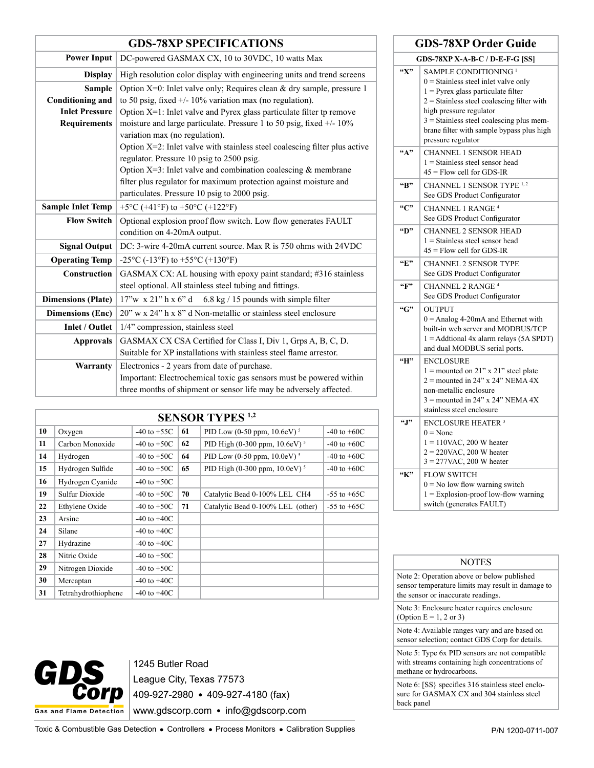## GDS-78XP SPECIFICATIONS

| | |
|---|---|
| **Power Input** | DC-powered GASMAX CX, 10 to 30VDC, 10 watts Max |
| **Display** | High resolution color display with engineering units and trend screens |
| **Sample Conditioning and Inlet Pressure Requirements** | Option X=0: Inlet valve only; Requires clean & dry sample, pressure 1 to 50 psig, fixed +/- 10% variation max (no regulation). Option X=1: Inlet valve and Pyrex glass particulate filter tp remove moisture and large particulate. Pressure 1 to 50 psig, fixed +/- 10% variation max (no regulation). Option X=2: Inlet valve with stainless steel coalescing filter plus active regulator. Pressure 10 psig to 2500 psig. Option X=3: Inlet valve and combination coalescing & membrane filter plus regulator for maximum protection against moisture and particulates. Pressure 10 psig to 2000 psig. |
| **Sample Inlet Temp** | +5°C (+41°F) to +50°C (+122°F) |
| **Flow Switch** | Optional explosion proof flow switch. Low flow generates FAULT condition on 4-20mA output. |
| **Signal Output** | DC: 3-wire 4-20mA current source. Max R is 750 ohms with 24VDC |
| **Operating Temp** | -25°C (-13°F) to +55°C (+130°F) |
| **Construction** | GASMAX CX: AL housing with epoxy paint standard; #316 stainless steel optional. All stainless steel tubing and fittings. |
| **Dimensions (Plate)** | 17"w x 21" h x 6" d  6.8 kg / 15 pounds with simple filter |
| **Dimensions (Enc)** | 20" w x 24" h x 8" d Non-metallic or stainless steel enclosure |
| **Inlet / Outlet** | 1/4" compression, stainless steel |
| **Approvals** | GASMAX CX CSA Certified for Class I, Div 1, Grps A, B, C, D. Suitable for XP installations with stainless steel flame arrestor. |
| **Warranty** | Electronics - 2 years from date of purchase. Important: Electrochemical toxic gas sensors must be powered within three months of shipment or sensor life may be adversely affected. |

## SENSOR TYPES [1,2]

| | | | | | |
|---|---|---|---|---|---|
| **10** | Oxygen | -40 to +55C | **61** | PID Low (0-50 ppm, 10.6eV) [5] | -40 to +60C |
| **11** | Carbon Monoxide | -40 to +50C | **62** | PID High (0-300 ppm, 10.6eV) [5] | -40 to +60C |
| **14** | Hydrogen | -40 to +50C | **64** | PID Low (0-50 ppm, 10.0eV) [5] | -40 to +60C |
| **15** | Hydrogen Sulfide | -40 to +50C | **65** | PID High (0-300 ppm, 10.0eV) [5] | -40 to +60C |
| **16** | Hydrogen Cyanide | -40 to +50C | | | |
| **19** | Sulfur Dioxide | -40 to +50C | **70** | Catalytic Bead 0-100% LEL CH4 | -55 to +65C |
| **22** | Ethylene Oxide | -40 to +50C | **71** | Catalytic Bead 0-100% LEL (other) | -55 to +65C |
| **23** | Arsine | -40 to +40C | | | |
| **24** | Silane | -40 to +40C | | | |
| **27** | Hydrazine | -40 to +40C | | | |
| **28** | Nitric Oxide | -40 to +50C | | | |
| **29** | Nitrogen Dioxide | -40 to +50C | | | |
| **30** | Mercaptan | -40 to +40C | | | |
| **31** | Tetrahydrothiophene | -40 to +40C | | | |

## GDS-78XP Order Guide

**GDS-78XP X-A-B-C / D-E-F-G [SS]**

| | |
|---|---|
| **"X"** | SAMPLE CONDITIONING [1]<br>0 = Stainless steel inlet valve only<br>1 = Pyrex glass particulate filter<br>2 = Stainless steel coalescing filter with high pressure regulator<br>3 = Stainless steel coalescing plus membrane filter with sample bypass plus high pressure regulator |
| **"A"** | CHANNEL 1 SENSOR HEAD<br>1 = Stainless steel sensor head<br>45 = Flow cell for GDS-IR |
| **"B"** | CHANNEL 1 SENSOR TYPE [1, 2]<br>See GDS Product Configurator |
| **"C"** | CHANNEL 1 RANGE [4]<br>See GDS Product Configurator |
| **"D"** | CHANNEL 2 SENSOR HEAD<br>1 = Stainless steel sensor head<br>45 = Flow cell for GDS-IR |
| **"E"** | CHANNEL 2 SENSOR TYPE<br>See GDS Product Configurator |
| **"F"** | CHANNEL 2 RANGE [4]<br>See GDS Product Configurator |
| **"G"** | OUTPUT<br>0 = Analog 4-20mA and Ethernet with built-in web server and MODBUS/TCP<br>1 = Addtional 4x alarm relays (5A SPDT) and dual MODBUS serial ports. |
| **"H"** | ENCLOSURE<br>1 = mounted on 21" x 21" steel plate<br>2 = mounted in 24" x 24" NEMA 4X non-metallic enclosure<br>3 = mounted in 24" x 24" NEMA 4X stainless steel enclosure |
| **"J"** | ENCLOSURE HEATER [3]<br>0 = None<br>1 = 110VAC, 200 W heater<br>2 = 220VAC, 200 W heater<br>3 = 277VAC, 200 W heater |
| **"K"** | FLOW SWITCH<br>0 = No low flow warning switch<br>1 = Explosion-proof low-flow warning switch (generates FAULT) |

## NOTES

Note 2: Operation above or below published sensor temperature limits may result in damage to the sensor or inaccurate readings.

Note 3: Enclosure heater requires enclosure (Option E = 1, 2 or 3)

Note 4: Available ranges vary and are based on sensor selection; contact GDS Corp for details.

Note 5: Type 6x PID sensors are not compatible with streams containing high concentrations of methane or hydrocarbons.

Note 6: [SS} specifies 316 stainless steel enclosure for GASMAX CX and 304 stainless steel back panel

GDS Corp
Gas and Flame Detection

1245 Butler Road
League City, Texas 77573
409-927-2980 • 409-927-4180 (fax)
www.gdscorp.com • info@gdscorp.com

Toxic & Combustible Gas Detection • Controllers • Process Monitors • Calibration Supplies

P/N 1200-0711-007